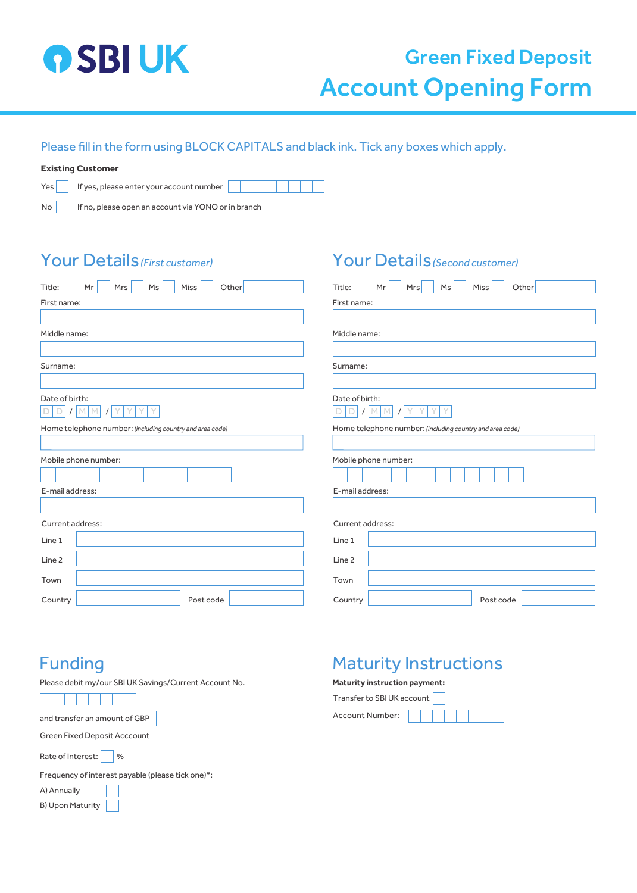# SBI UK

## Green Fixed Deposit
## Account Opening Form

Please fill in the form using BLOCK CAPITALS and black ink. Tick any boxes which apply.

**Existing Customer**

Yes ☐ If yes, please enter your account number

No ☐ If no, please open an account via YONO or in branch

## Your Details *(First customer)*

Title: Mr ☐ Mrs ☐ Ms ☐ Miss ☐ Other

First name:

Middle name:

Surname:

Date of birth: D D / M M / Y Y Y Y

Home telephone number: *(including country and area code)*

Mobile phone number:

E-mail address:

Current address:

Line 1

Line 2

Town

Country Post code

## Your Details *(Second customer)*

Title: Mr ☐ Mrs ☐ Ms ☐ Miss ☐ Other

First name:

Middle name:

Surname:

Date of birth: D D / M M / Y Y Y Y

Home telephone number: *(including country and area code)*

Mobile phone number:

E-mail address:

Current address:

Line 1

Line 2

Town

Country Post code

## Funding

Please debit my/our SBI UK Savings/Current Account No.

and transfer an amount of GBP

Green Fixed Deposit Acccount

Rate of Interest: ☐ %

Frequency of interest payable (please tick one)*:

A) Annually ☐

B) Upon Maturity ☐

## Maturity Instructions

**Maturity instruction payment:**

Transfer to SBI UK account ☐

Account Number: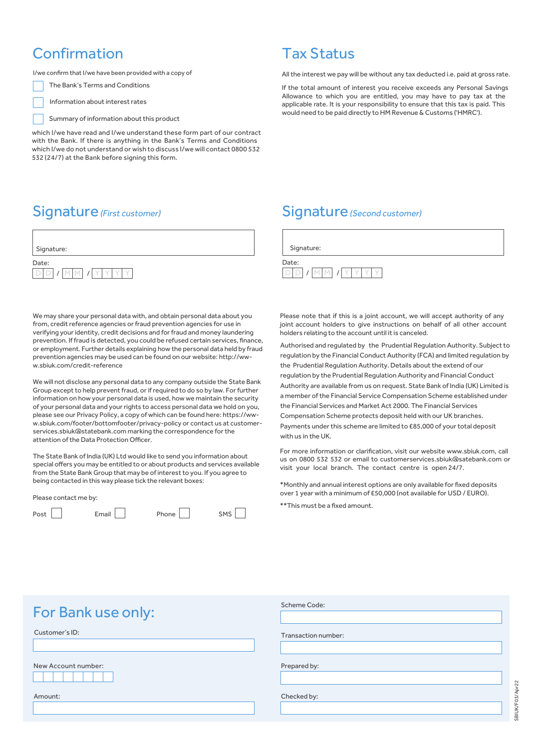## Confirmation

I/we confirm that I/we have been provided with a copy of

- ☐ The Bank's Terms and Conditions
- ☐ Information about interest rates
- ☐ Summary of information about this product

which I/we have read and I/we understand these form part of our contract with the Bank. If there is anything in the Bank's Terms and Conditions which I/we do not understand or wish to discuss I/we will contact 0800 532 532 (24/7) at the Bank before signing this form.

## Tax Status

All the interest we pay will be without any tax deducted i.e. paid at gross rate.

If the total amount of interest you receive exceeds any Personal Savings Allowance to which you are entitled, you may have to pay tax at the applicable rate. It is your responsibility to ensure that this tax is paid. This would need to be paid directly to HM Revenue & Customs ('HMRC').

## Signature *(First customer)*

Signature:

Date: D D / M M / Y Y Y Y

## Signature *(Second customer)*

Signature:

Date: D D / M M / Y Y Y Y

We may share your personal data with, and obtain personal data about you from, credit reference agencies or fraud prevention agencies for use in verifying your identity, credit decisions and for fraud and money laundering prevention. If fraud is detected, you could be refused certain services, finance, or employment. Further details explaining how the personal data held by fraud prevention agencies may be used can be found on our website: http://www.sbiuk.com/credit-reference

We will not disclose any personal data to any company outside the State Bank Group except to help prevent fraud, or if required to do so by law. For further information on how your personal data is used, how we maintain the security of your personal data and your rights to access personal data we hold on you, please see our Privacy Policy, a copy of which can be found here: https://www.sbiuk.com/footer/bottomfooter/privacy-policy or contact us at customerservices.sbiuk@statebank.com marking the correspondence for the attention of the Data Protection Officer.

The State Bank of India (UK) Ltd would like to send you information about special offers you may be entitled to or about products and services available from the State Bank Group that may be of interest to you. If you agree to being contacted in this way please tick the relevant boxes:

Please contact me by:

Post ☐ Email ☐ Phone ☐ SMS ☐

Please note that if this is a joint account, we will accept authority of any joint account holders to give instructions on behalf of all other account holders relating to the account until it is canceled.

Authorised and regulated by the Prudential Regulation Authority. Subject to regulation by the Financial Conduct Authority (FCA) and limited regulation by the Prudential Regulation Authority. Details about the extend of our regulation by the Prudential Regulation Authority and Financial Conduct Authority are available from us on request. State Bank of India (UK) Limited is a member of the Financial Service Compensation Scheme established under the Financial Services and Market Act 2000. The Financial Services Compensation Scheme protects deposit held with our UK branches. Payments under this scheme are limited to £85,000 of your total deposit with us in the UK.

For more information or clarification, visit our website www.sbiuk.com, call us on 0800 532 532 or email to customerservices.sbiuk@satebank.com or visit your local branch. The contact centre is open 24/7.

*Monthly and annual interest options are only available for fixed deposits over 1 year with a minimum of £50,000 (not available for USD / EURO).

**This must be a fixed amount.

## For Bank use only:

Customer's ID:

New Account number:

Amount:

Scheme Code:

Transaction number:

Prepared by:

Checked by:

SBIUK/F03/Apr22